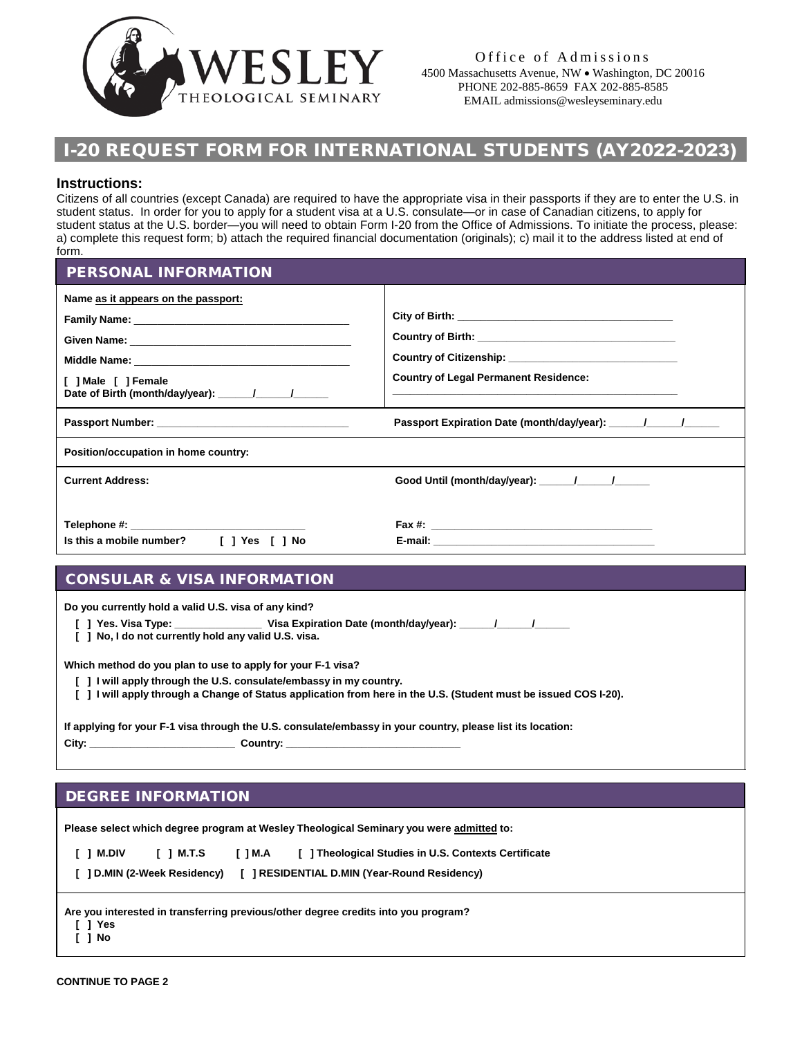WESLEY THEOLOGICAL SEMINARY

Office of Admissions
4500 Massachusetts Avenue, NW • Washington, DC 20016
PHONE 202-885-8659 FAX 202-885-8585
EMAIL admissions@wesleyseminary.edu

# I-20 REQUEST FORM FOR INTERNATIONAL STUDENTS (AY2022-2023)

**Instructions:**

Citizens of all countries (except Canada) are required to have the appropriate visa in their passports if they are to enter the U.S. in student status. In order for you to apply for a student visa at a U.S. consulate—or in case of Canadian citizens, to apply for student status at the U.S. border—you will need to obtain Form I-20 from the Office of Admissions. To initiate the process, please: a) complete this request form; b) attach the required financial documentation (originals); c) mail it to the address listed at end of form.

## PERSONAL INFORMATION

**Name as it appears on the passport:**

**Family Name:** ___________________________________

**Given Name:** ___________________________________

**Middle Name:** ___________________________________

**[ ] Male [ ] Female**

**Date of Birth (month/day/year):** ______/______/______

**City of Birth:** ___________________________________

**Country of Birth:** ___________________________________

**Country of Citizenship:** ___________________________________

**Country of Legal Permanent Residence:** ___________________________________

**Passport Number:** ___________________________________

**Passport Expiration Date (month/day/year):** ______/______/______

**Position/occupation in home country:**

**Current Address:**

**Good Until (month/day/year):** ______/______/______

**Telephone #:** ___________________________________

**Is this a mobile number?** [ ] Yes [ ] No

**Fax #:** ___________________________________

**E-mail:** ___________________________________

## CONSULAR & VISA INFORMATION

**Do you currently hold a valid U.S. visa of any kind?**

- [ ] Yes. Visa Type: _______________ Visa Expiration Date (month/day/year): ______/______/______
- [ ] No, I do not currently hold any valid U.S. visa.

**Which method do you plan to use to apply for your F-1 visa?**

- [ ] I will apply through the U.S. consulate/embassy in my country.
- [ ] I will apply through a Change of Status application from here in the U.S. (Student must be issued COS I-20).

**If applying for your F-1 visa through the U.S. consulate/embassy in your country, please list its location:**

**City:** _________________________ **Country:** ______________________________

## DEGREE INFORMATION

**Please select which degree program at Wesley Theological Seminary you were admitted to:**

[ ] M.DIV [ ] M.T.S [ ] M.A [ ] Theological Studies in U.S. Contexts Certificate

[ ] D.MIN (2-Week Residency) [ ] RESIDENTIAL D.MIN (Year-Round Residency)

**Are you interested in transferring previous/other degree credits into you program?**

- [ ] Yes
- [ ] No

**CONTINUE TO PAGE 2**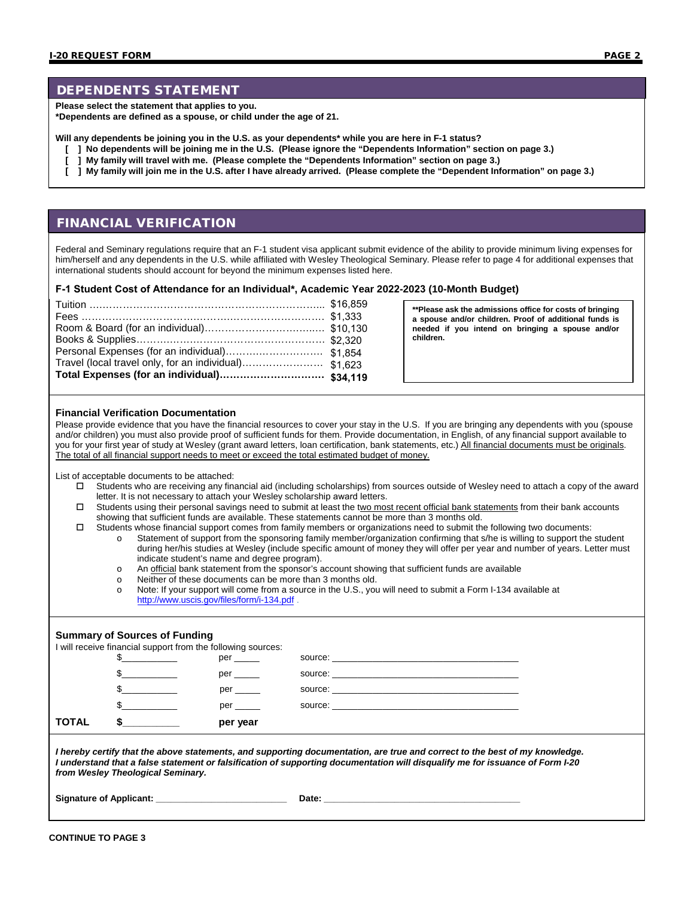## DEPENDENTS STATEMENT

**Please select the statement that applies to you.**
***Dependents are defined as a spouse, or child under the age of 21.**

**Will any dependents be joining you in the U.S. as your dependents* while you are here in F-1 status?**

- **[ ] No dependents will be joining me in the U.S. (Please ignore the "Dependents Information" section on page 3.)**
- **[ ] My family will travel with me. (Please complete the "Dependents Information" section on page 3.)**
- **[ ] My family will join me in the U.S. after I have already arrived. (Please complete the "Dependent Information" on page 3.)**

## FINANCIAL VERIFICATION

Federal and Seminary regulations require that an F-1 student visa applicant submit evidence of the ability to provide minimum living expenses for him/herself and any dependents in the U.S. while affiliated with Wesley Theological Seminary. Please refer to page 4 for additional expenses that international students should account for beyond the minimum expenses listed here.

### F-1 Student Cost of Attendance for an Individual*, Academic Year 2022-2023 (10-Month Budget)

| Item | Amount |
|---|---|
| Tuition | $16,859 |
| Fees | $1,333 |
| Room & Board (for an individual) | $10,130 |
| Books & Supplies | $2,320 |
| Personal Expenses (for an individual) | $1,854 |
| Travel (local travel only, for an individual) | $1,623 |
| **Total Expenses (for an individual)** | **$34,119** |

****Please ask the admissions office for costs of bringing a spouse and/or children. Proof of additional funds is needed if you intend on bringing a spouse and/or children.**

### Financial Verification Documentation

Please provide evidence that you have the financial resources to cover your stay in the U.S. If you are bringing any dependents with you (spouse and/or children) you must also provide proof of sufficient funds for them. Provide documentation, in English, of any financial support available to you for your first year of study at Wesley (grant award letters, loan certification, bank statements, etc.) All financial documents must be originals. The total of all financial support needs to meet or exceed the total estimated budget of money.

List of acceptable documents to be attached:

- ☐ Students who are receiving any financial aid (including scholarships) from sources outside of Wesley need to attach a copy of the award letter. It is not necessary to attach your Wesley scholarship award letters.
- ☐ Students using their personal savings need to submit at least the two most recent official bank statements from their bank accounts showing that sufficient funds are available. These statements cannot be more than 3 months old.
- ☐ Students whose financial support comes from family members or organizations need to submit the following two documents:
  - Statement of support from the sponsoring family member/organization confirming that s/he is willing to support the student during her/his studies at Wesley (include specific amount of money they will offer per year and number of years. Letter must indicate student's name and degree program).
  - An official bank statement from the sponsor's account showing that sufficient funds are available
  - Neither of these documents can be more than 3 months old.
  - Note: If your support will come from a source in the U.S., you will need to submit a Form I-134 available at http://www.uscis.gov/files/form/i-134.pdf .

### Summary of Sources of Funding

I will receive financial support from the following sources:

| | | | |
|---|---|---|---|
| | $__________ | per _____ | source: ______________________________ |
| | $__________ | per _____ | source: ______________________________ |
| | $__________ | per _____ | source: ______________________________ |
| | $__________ | per _____ | source: ______________________________ |
| **TOTAL** | **$__________** | **per year** | |

***I hereby certify that the above statements, and supporting documentation, are true and correct to the best of my knowledge. I understand that a false statement or falsification of supporting documentation will disqualify me for issuance of Form I-20 from Wesley Theological Seminary.***

**Signature of Applicant:** ________________________ **Date:** ________________________________

**CONTINUE TO PAGE 3**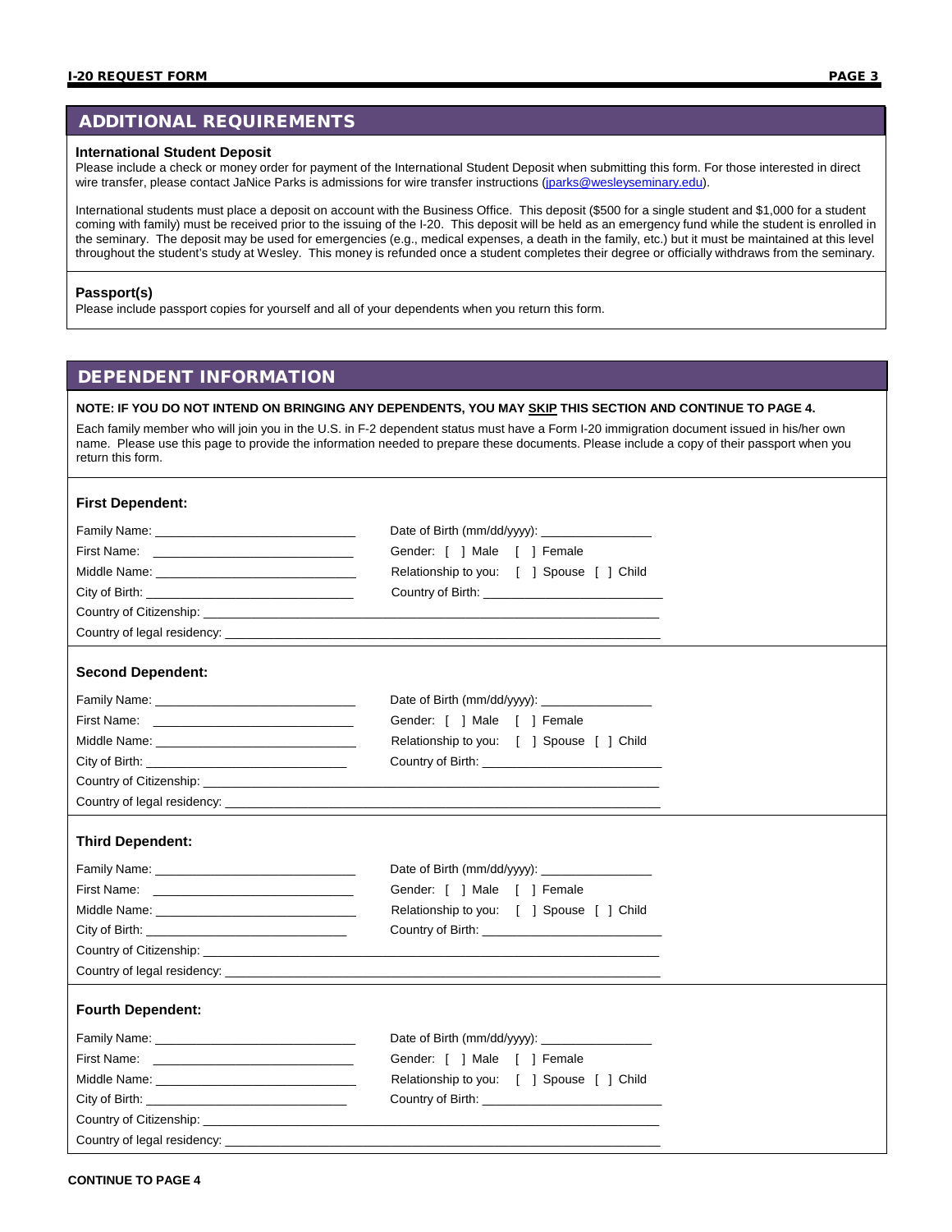## ADDITIONAL REQUIREMENTS

**International Student Deposit**

Please include a check or money order for payment of the International Student Deposit when submitting this form. For those interested in direct wire transfer, please contact JaNice Parks is admissions for wire transfer instructions (jparks@wesleyseminary.edu).

International students must place a deposit on account with the Business Office. This deposit ($500 for a single student and $1,000 for a student coming with family) must be received prior to the issuing of the I-20. This deposit will be held as an emergency fund while the student is enrolled in the seminary. The deposit may be used for emergencies (e.g., medical expenses, a death in the family, etc.) but it must be maintained at this level throughout the student's study at Wesley. This money is refunded once a student completes their degree or officially withdraws from the seminary.

**Passport(s)**

Please include passport copies for yourself and all of your dependents when you return this form.

## DEPENDENT INFORMATION

**NOTE: IF YOU DO NOT INTEND ON BRINGING ANY DEPENDENTS, YOU MAY SKIP THIS SECTION AND CONTINUE TO PAGE 4.**

Each family member who will join you in the U.S. in F-2 dependent status must have a Form I-20 immigration document issued in his/her own name. Please use this page to provide the information needed to prepare these documents. Please include a copy of their passport when you return this form.

**First Dependent:**

Family Name: ____________________________ Date of Birth (mm/dd/yyyy): ________________

First Name: ____________________________ Gender: [ ] Male [ ] Female

Middle Name: ____________________________ Relationship to you: [ ] Spouse [ ] Child

City of Birth: ____________________________ Country of Birth: ________________________

Country of Citizenship: ________________________________________________________________

Country of legal residency: ________________________________________________________________

**Second Dependent:**

Family Name: ____________________________ Date of Birth (mm/dd/yyyy): ________________

First Name: ____________________________ Gender: [ ] Male [ ] Female

Middle Name: ____________________________ Relationship to you: [ ] Spouse [ ] Child

City of Birth: ____________________________ Country of Birth: ________________________

Country of Citizenship: ________________________________________________________________

Country of legal residency: ________________________________________________________________

**Third Dependent:**

Family Name: ____________________________ Date of Birth (mm/dd/yyyy): ________________

First Name: ____________________________ Gender: [ ] Male [ ] Female

Middle Name: ____________________________ Relationship to you: [ ] Spouse [ ] Child

City of Birth: ____________________________ Country of Birth: ________________________

Country of Citizenship: ________________________________________________________________

Country of legal residency: ________________________________________________________________

**Fourth Dependent:**

Family Name: ____________________________ Date of Birth (mm/dd/yyyy): ________________

First Name: ____________________________ Gender: [ ] Male [ ] Female

Middle Name: ____________________________ Relationship to you: [ ] Spouse [ ] Child

City of Birth: ____________________________ Country of Birth: ________________________

Country of Citizenship: ________________________________________________________________

Country of legal residency: ________________________________________________________________

**CONTINUE TO PAGE 4**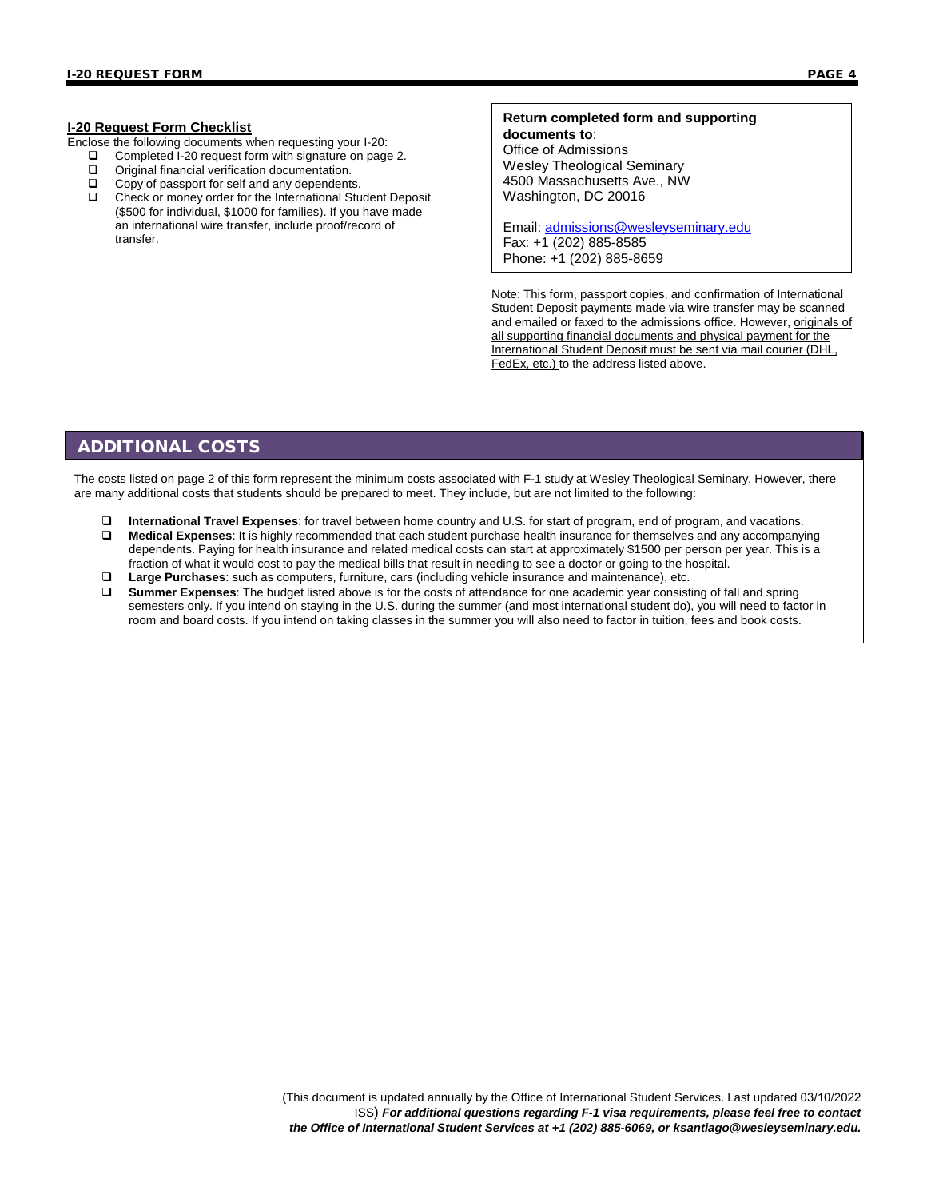**I-20 Request Form Checklist**

Enclose the following documents when requesting your I-20:

- ❑ Completed I-20 request form with signature on page 2.
- ❑ Original financial verification documentation.
- ❑ Copy of passport for self and any dependents.
- ❑ Check or money order for the International Student Deposit ($500 for individual, $1000 for families). If you have made an international wire transfer, include proof/record of transfer.

**Return completed form and supporting documents to**:
Office of Admissions
Wesley Theological Seminary
4500 Massachusetts Ave., NW
Washington, DC 20016

Email: admissions@wesleyseminary.edu
Fax: +1 (202) 885-8585
Phone: +1 (202) 885-8659

Note: This form, passport copies, and confirmation of International Student Deposit payments made via wire transfer may be scanned and emailed or faxed to the admissions office. However, originals of all supporting financial documents and physical payment for the International Student Deposit must be sent via mail courier (DHL, FedEx, etc.) to the address listed above.

## ADDITIONAL COSTS

The costs listed on page 2 of this form represent the minimum costs associated with F-1 study at Wesley Theological Seminary. However, there are many additional costs that students should be prepared to meet. They include, but are not limited to the following:

- ❑ **International Travel Expenses**: for travel between home country and U.S. for start of program, end of program, and vacations.
- ❑ **Medical Expenses**: It is highly recommended that each student purchase health insurance for themselves and any accompanying dependents. Paying for health insurance and related medical costs can start at approximately $1500 per person per year. This is a fraction of what it would cost to pay the medical bills that result in needing to see a doctor or going to the hospital.
- ❑ **Large Purchases**: such as computers, furniture, cars (including vehicle insurance and maintenance), etc.
- ❑ **Summer Expenses**: The budget listed above is for the costs of attendance for one academic year consisting of fall and spring semesters only. If you intend on staying in the U.S. during the summer (and most international student do), you will need to factor in room and board costs. If you intend on taking classes in the summer you will also need to factor in tuition, fees and book costs.

(This document is updated annually by the Office of International Student Services. Last updated 03/10/2022 ISS) ***For additional questions regarding F-1 visa requirements, please feel free to contact the Office of International Student Services at +1 (202) 885-6069, or ksantiago@wesleyseminary.edu.***